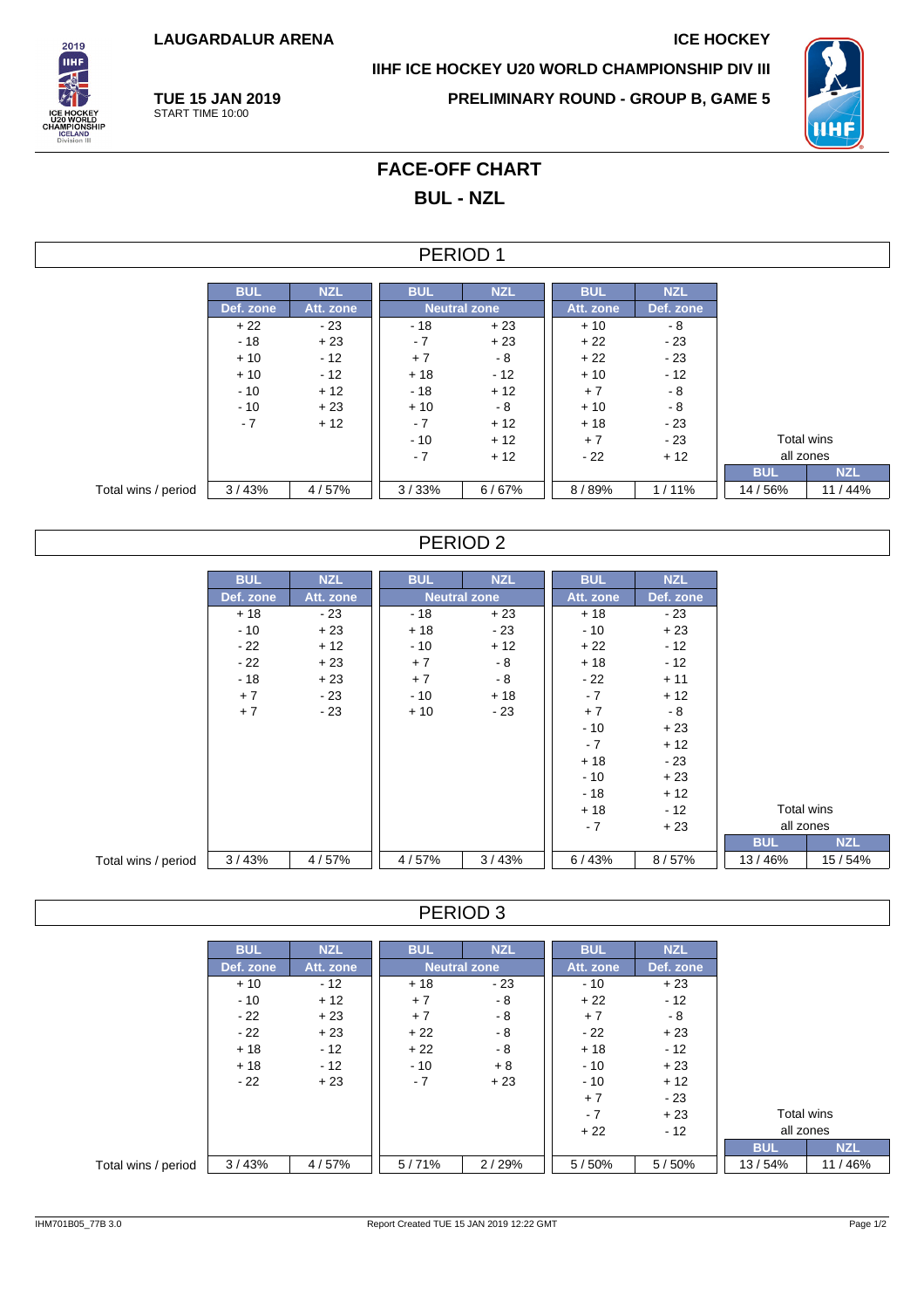LAUGARDALUR ARENA

ICE HOCKEY

IIHF ICE HOCKEY U20 WORLD CHAMPIONSHIP DIV III

TUE 15 JAN 2019
START TIME 10:00

PRELIMINARY ROUND - GROUP B, GAME 5

# FACE-OFF CHART

## BUL - NZL

## PERIOD 1

| | BUL | NZL | BUL | NZL | BUL | NZL | | |
|---|---|---|---|---|---|---|---|---|
| | Def. zone | Att. zone | Neutral zone | | Att. zone | Def. zone | | |
| | + 22 | - 23 | - 18 | + 23 | + 10 | - 8 | | |
| | - 18 | + 23 | - 7 | + 23 | + 22 | - 23 | | |
| | + 10 | - 12 | + 7 | - 8 | + 22 | - 23 | | |
| | + 10 | - 12 | + 18 | - 12 | + 10 | - 12 | | |
| | - 10 | + 12 | - 18 | + 12 | + 7 | - 8 | | |
| | - 10 | + 23 | + 10 | - 8 | + 10 | - 8 | | |
| | - 7 | + 12 | - 7 | + 12 | + 18 | - 23 | | |
| | | | - 10 | + 12 | + 7 | - 23 | Total wins | |
| | | | - 7 | + 12 | - 22 | + 12 | all zones | |
| | | | | | | | BUL | NZL |
| Total wins / period | 3 / 43% | 4 / 57% | 3 / 33% | 6 / 67% | 8 / 89% | 1 / 11% | 14 / 56% | 11 / 44% |

## PERIOD 2

| | BUL | NZL | BUL | NZL | BUL | NZL | | |
|---|---|---|---|---|---|---|---|---|
| | Def. zone | Att. zone | Neutral zone | | Att. zone | Def. zone | | |
| | + 18 | - 23 | - 18 | + 23 | + 18 | - 23 | | |
| | - 10 | + 23 | + 18 | - 23 | - 10 | + 23 | | |
| | - 22 | + 12 | - 10 | + 12 | + 22 | - 12 | | |
| | - 22 | + 23 | + 7 | - 8 | + 18 | - 12 | | |
| | - 18 | + 23 | + 7 | - 8 | - 22 | + 11 | | |
| | + 7 | - 23 | - 10 | + 18 | - 7 | + 12 | | |
| | + 7 | - 23 | + 10 | - 23 | + 7 | - 8 | | |
| | | | | | - 10 | + 23 | | |
| | | | | | - 7 | + 12 | | |
| | | | | | + 18 | - 23 | | |
| | | | | | - 10 | + 23 | | |
| | | | | | - 18 | + 12 | | |
| | | | | | + 18 | - 12 | Total wins | |
| | | | | | - 7 | + 23 | all zones | |
| | | | | | | | BUL | NZL |
| Total wins / period | 3 / 43% | 4 / 57% | 4 / 57% | 3 / 43% | 6 / 43% | 8 / 57% | 13 / 46% | 15 / 54% |

## PERIOD 3

| | BUL | NZL | BUL | NZL | BUL | NZL | | |
|---|---|---|---|---|---|---|---|---|
| | Def. zone | Att. zone | Neutral zone | | Att. zone | Def. zone | | |
| | + 10 | - 12 | + 18 | - 23 | - 10 | + 23 | | |
| | - 10 | + 12 | + 7 | - 8 | + 22 | - 12 | | |
| | - 22 | + 23 | + 7 | - 8 | + 7 | - 8 | | |
| | - 22 | + 23 | + 22 | - 8 | - 22 | + 23 | | |
| | + 18 | - 12 | + 22 | - 8 | + 18 | - 12 | | |
| | + 18 | - 12 | - 10 | + 8 | - 10 | + 23 | | |
| | - 22 | + 23 | - 7 | + 23 | - 10 | + 12 | | |
| | | | | | + 7 | - 23 | | |
| | | | | | - 7 | + 23 | Total wins | |
| | | | | | + 22 | - 12 | all zones | |
| | | | | | | | BUL | NZL |
| Total wins / period | 3 / 43% | 4 / 57% | 5 / 71% | 2 / 29% | 5 / 50% | 5 / 50% | 13 / 54% | 11 / 46% |

IHM701B05_77B 3.0 Report Created TUE 15 JAN 2019 12:22 GMT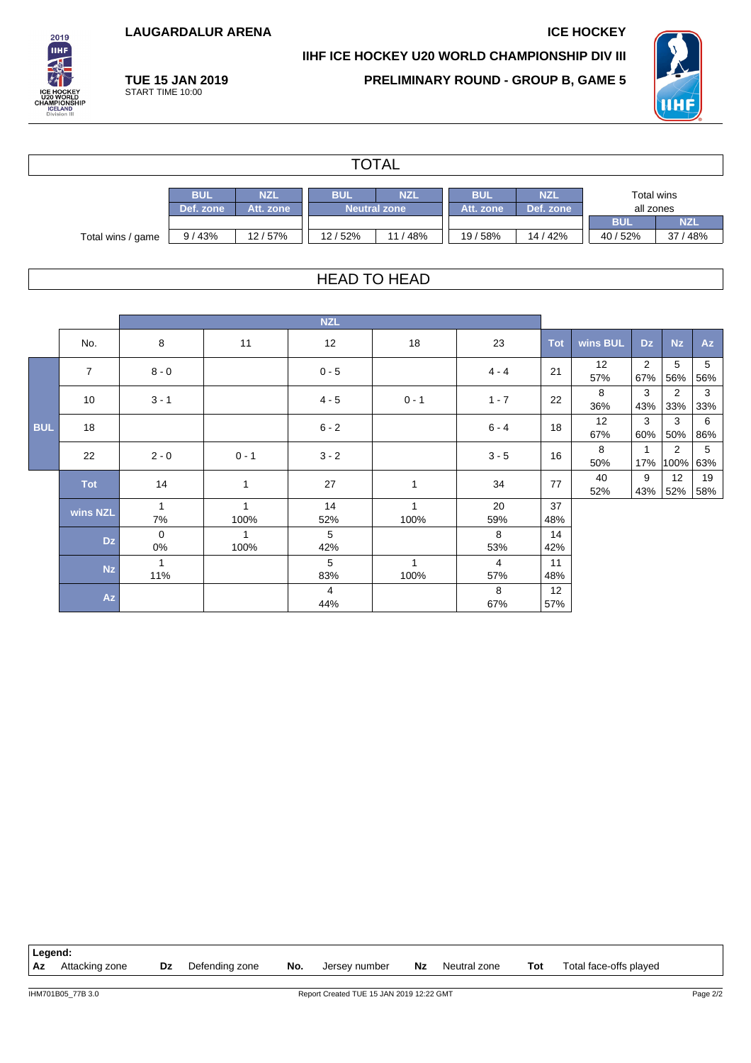LAUGARDALUR ARENA

ICE HOCKEY

IIHF ICE HOCKEY U20 WORLD CHAMPIONSHIP DIV III

**TUE 15 JAN 2019**
START TIME 10:00

**PRELIMINARY ROUND - GROUP B, GAME 5**

## TOTAL

| | BUL Def. zone | NZL Att. zone | BUL Neutral zone | NZL Neutral zone | BUL Att. zone | NZL Def. zone | Total wins all zones BUL | Total wins all zones NZL |
|---|---|---|---|---|---|---|---|---|
| Total wins / game | 9 / 43% | 12 / 57% | 12 / 52% | 11 / 48% | 19 / 58% | 14 / 42% | 40 / 52% | 37 / 48% |

## HEAD TO HEAD

| | No. | NZL 8 | NZL 11 | NZL 12 | NZL 18 | NZL 23 | Tot | wins BUL | Dz | Nz | Az |
|---|---|---|---|---|---|---|---|---|---|---|---|
| BUL | 7 | 8 - 0 | | 0 - 5 | | 4 - 4 | 21 | 12 57% | 2 67% | 5 56% | 5 56% |
| BUL | 10 | 3 - 1 | | 4 - 5 | 0 - 1 | 1 - 7 | 22 | 8 36% | 3 43% | 2 33% | 3 33% |
| BUL | 18 | | | 6 - 2 | | 6 - 4 | 18 | 12 67% | 3 60% | 3 50% | 6 86% |
| BUL | 22 | 2 - 0 | 0 - 1 | 3 - 2 | | 3 - 5 | 16 | 8 50% | 1 17% | 2 100% | 5 63% |
| | Tot | 14 | 1 | 27 | 1 | 34 | 77 | 40 52% | 9 43% | 12 52% | 19 58% |
| | wins NZL | 1 7% | 1 100% | 14 52% | 1 100% | 20 59% | 37 48% | | | | |
| | Dz | 0 0% | 1 100% | 5 42% | | 8 53% | 14 42% | | | | |
| | Nz | 1 11% | | 5 83% | 1 100% | 4 57% | 11 48% | | | | |
| | Az | | | 4 44% | | 8 67% | 12 57% | | | | |

**Legend:**
**Az** Attacking zone **Dz** Defending zone **No.** Jersey number **Nz** Neutral zone **Tot** Total face-offs played

IHM701B05_77B 3.0 Report Created TUE 15 JAN 2019 12:22 GMT